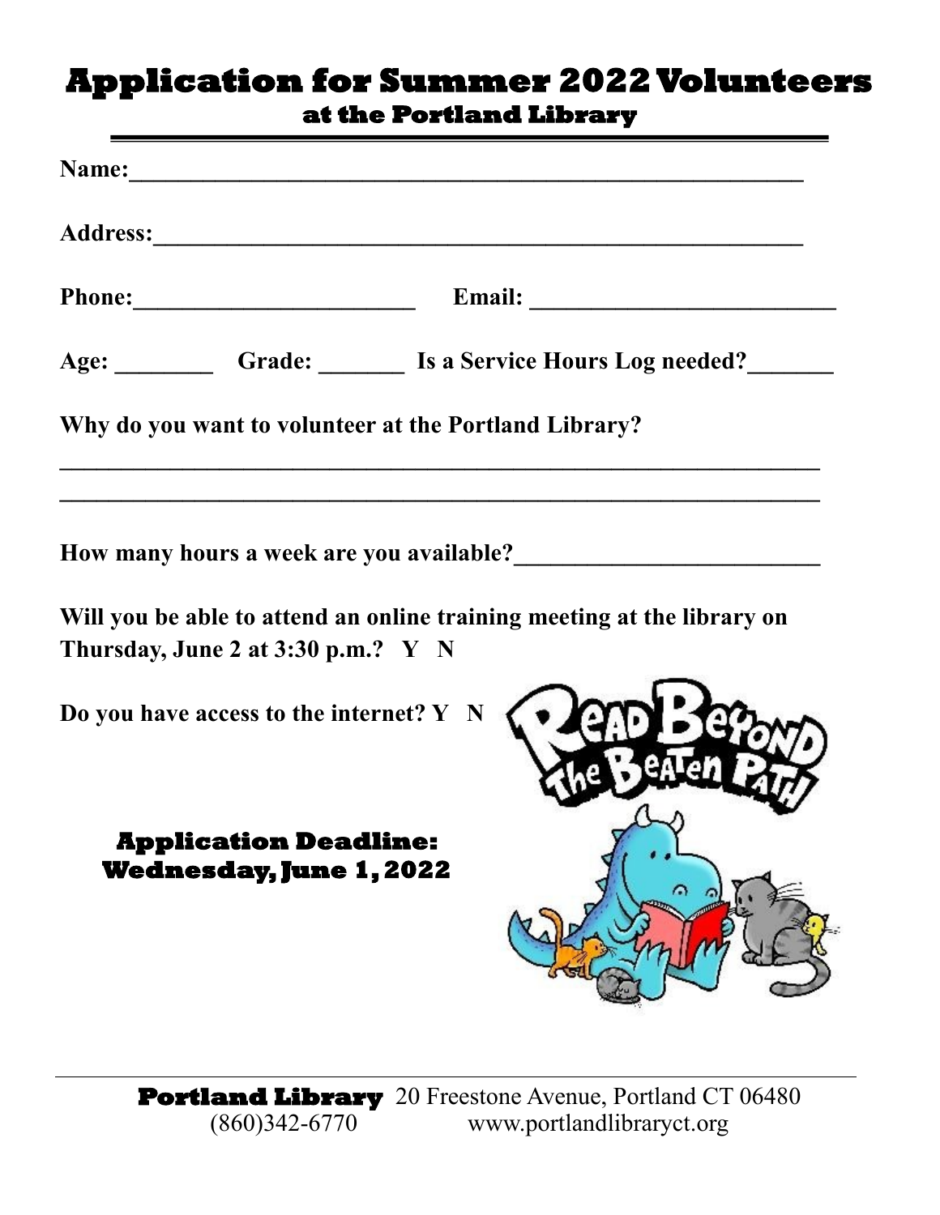# Application for Summer 2022 Volunteers

## at the Portland Library

**Name:**______________________________________________________

**Address:**____________________________________________________

**Phone:**_______________________ **Email:** _________________________

**Age:** ________ **Grade:** _______ **Is a Service Hours Log needed?**_______

**Why do you want to volunteer at the Portland Library?**

_________________________________________________________________

_________________________________________________________________

**How many hours a week are you available?**_________________________

**Will you be able to attend an online training meeting at the library on Thursday, June 2 at 3:30 p.m.? Y N**

**Do you have access to the internet? Y N**

Read Beyond The Beaten Path

**Application Deadline: Wednesday, June 1, 2022**

---

**Portland Library** 20 Freestone Avenue, Portland CT 06480
(860)342-6770 www.portlandlibraryct.org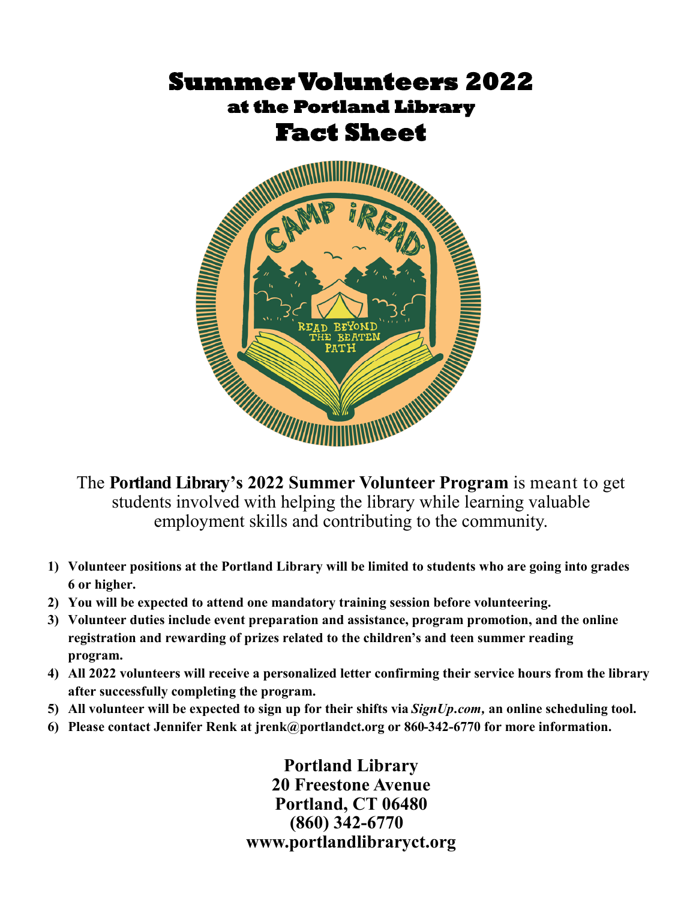# Summer Volunteers 2022

## at the Portland Library

# Fact Sheet

The **Portland Library's 2022 Summer Volunteer Program** is meant to get students involved with helping the library while learning valuable employment skills and contributing to the community.

1) **Volunteer positions at the Portland Library will be limited to students who are going into grades 6 or higher.**
2) **You will be expected to attend one mandatory training session before volunteering.**
3) **Volunteer duties include event preparation and assistance, program promotion, and the online registration and rewarding of prizes related to the children's and teen summer reading program.**
4) **All 2022 volunteers will receive a personalized letter confirming their service hours from the library after successfully completing the program.**
5) **All volunteer will be expected to sign up for their shifts via *SignUp.com*, an online scheduling tool.**
6) **Please contact Jennifer Renk at jrenk@portlandct.org or 860-342-6770 for more information.**

**Portland Library**
**20 Freestone Avenue**
**Portland, CT 06480**
**(860) 342-6770**
**www.portlandlibraryct.org**